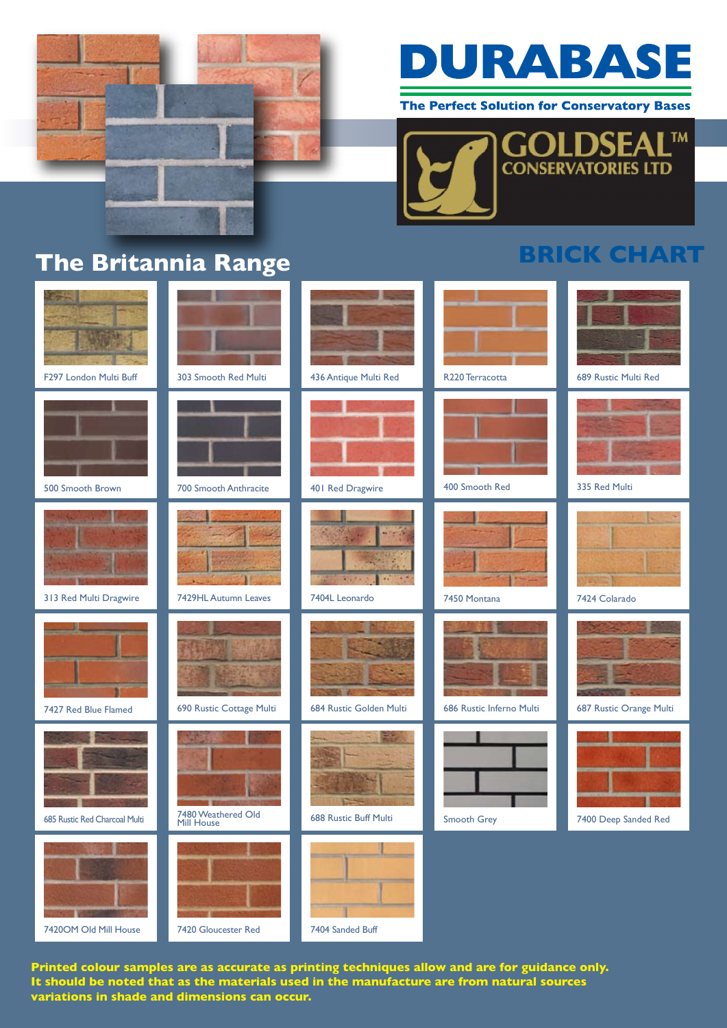# DURABASE

**The Perfect Solution for Conservatory Bases**

GOLDSEAL™ CONSERVATORIES LTD

## BRICK CHART

## The Britannia Range

| | | | | |
|---|---|---|---|---|
| F297 London Multi Buff | 303 Smooth Red Multi | 436 Antique Multi Red | R220 Terracotta | 689 Rustic Multi Red |
| 500 Smooth Brown | 700 Smooth Anthracite | 401 Red Dragwire | 400 Smooth Red | 335 Red Multi |
| 313 Red Multi Dragwire | 7429HL Autumn Leaves | 7404L Leonardo | 7450 Montana | 7424 Colarado |
| 7427 Red Blue Flamed | 690 Rustic Cottage Multi | 684 Rustic Golden Multi | 686 Rustic Inferno Multi | 687 Rustic Orange Multi |
| 685 Rustic Red Charcoal Multi | 7480 Weathered Old Mill House | 688 Rustic Buff Multi | Smooth Grey | 7400 Deep Sanded Red |
| 7420OM Old Mill House | 7420 Gloucester Red | 7404 Sanded Buff | | |

**Printed colour samples are as accurate as printing techniques allow and are for guidance only. It should be noted that as the materials used in the manufacture are from natural sources variations in shade and dimensions can occur.**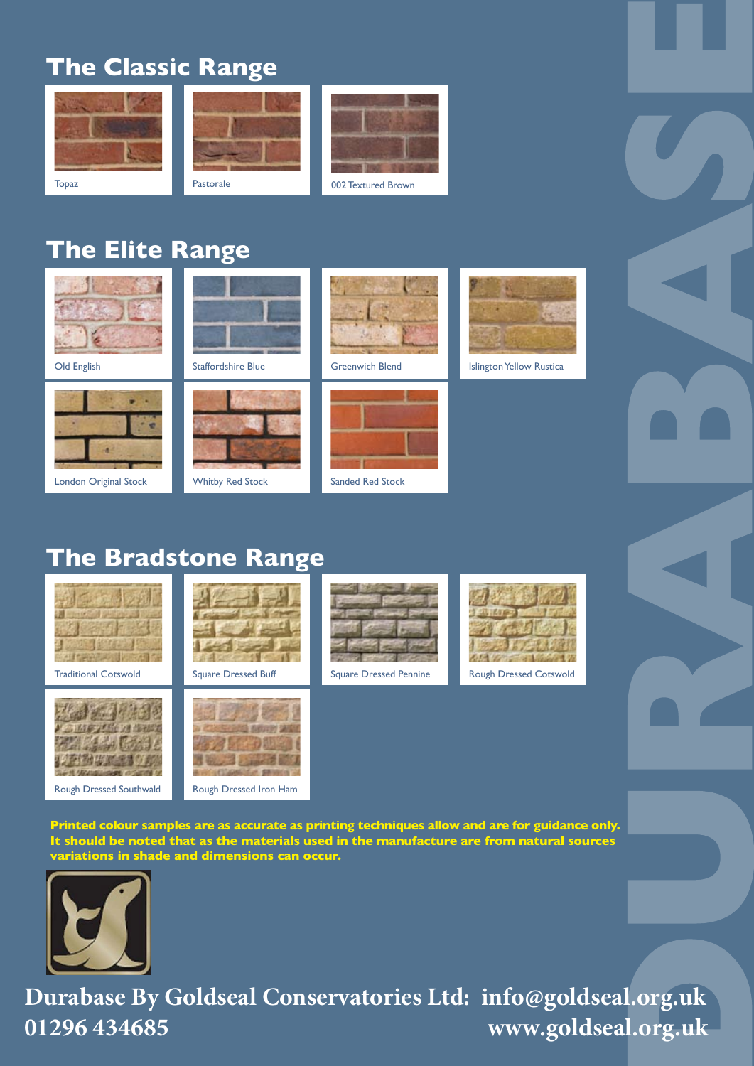## The Classic Range

Topaz

Pastorale

002 Textured Brown

## The Elite Range

Old English

Staffordshire Blue

Greenwich Blend

Islington Yellow Rustica

London Original Stock

Whitby Red Stock

Sanded Red Stock

## The Bradstone Range

Traditional Cotswold

Square Dressed Buff

Square Dressed Pennine

Rough Dressed Cotswold

Rough Dressed Southwald

Rough Dressed Iron Ham

**Printed colour samples are as accurate as printing techniques allow and are for guidance only. It should be noted that as the materials used in the manufacture are from natural sources variations in shade and dimensions can occur.**

**Durabase By Goldseal Conservatories Ltd: info@goldseal.org.uk**
**01296 434685 www.goldseal.org.uk**

DURABASE